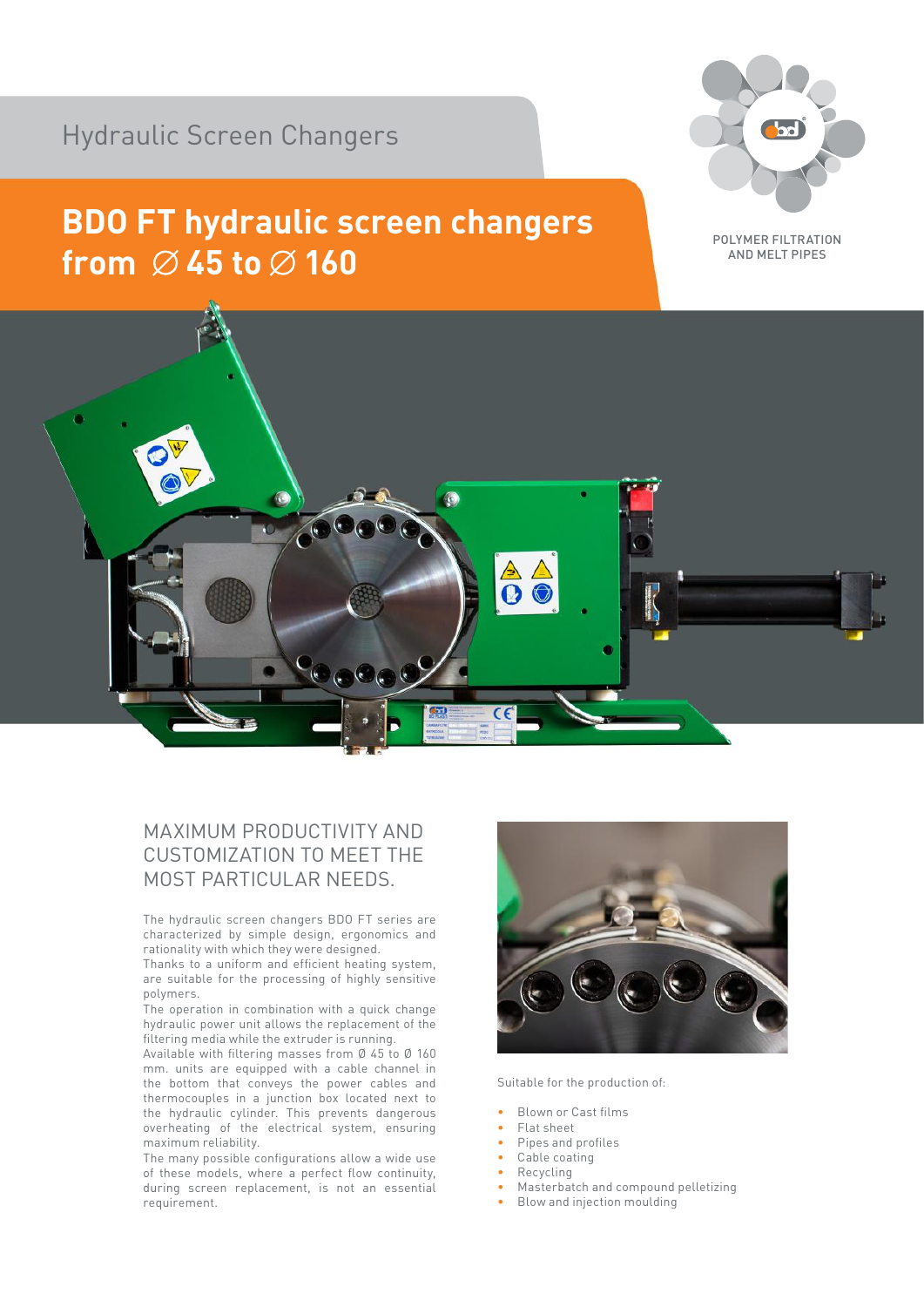Hydraulic Screen Changers

# BDO FT hydraulic screen changers from ∅ 45 to ∅ 160

POLYMER FILTRATION AND MELT PIPES

## MAXIMUM PRODUCTIVITY AND CUSTOMIZATION TO MEET THE MOST PARTICULAR NEEDS.

The hydraulic screen changers BDO FT series are characterized by simple design, ergonomics and rationality with which they were designed.
Thanks to a uniform and efficient heating system, are suitable for the processing of highly sensitive polymers.
The operation in combination with a quick change hydraulic power unit allows the replacement of the filtering media while the extruder is running.
Available with filtering masses from Ø 45 to Ø 160 mm. units are equipped with a cable channel in the bottom that conveys the power cables and thermocouples in a junction box located next to the hydraulic cylinder. This prevents dangerous overheating of the electrical system, ensuring maximum reliability.
The many possible configurations allow a wide use of these models, where a perfect flow continuity, during screen replacement, is not an essential requirement.

Suitable for the production of:

- Blown or Cast films
- Flat sheet
- Pipes and profiles
- Cable coating
- Recycling
- Masterbatch and compound pelletizing
- Blow and injection moulding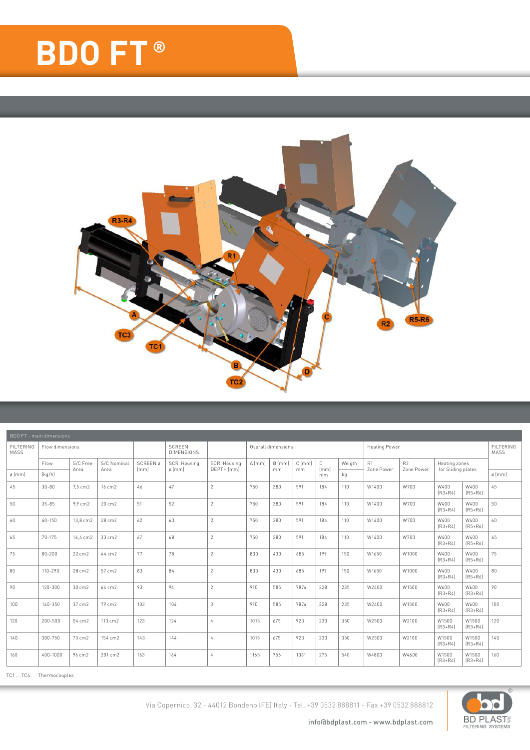# BDO FT®

A
B
C
D
TC1
TC2
TC3
R1
R2
R3-R4
R5-R6

BDO FT - main dimensions

| FILTERING MASS | Flow dimensions | | | | SCREEN DIMENSIONS | | Overall dimensions | | | | | Heating Power | | | | FILTERING MASS |
|---|---|---|---|---|---|---|---|---|---|---|---|---|---|---|---|---|
| | Flow | S/C Free Area | S/C Nominal Area | SCREEN ø [mm] | SCR. Housing ø [mm] | SCR. Housing DEPTH [mm] | A [mm] | B [mm] mm | C [mm] mm | D [mm] mm | Weigth | R1 Zone Power | R2 Zone Power | Heating zones for Sliding plates | | |
| ø [mm] | [kg/h] | | | | | | | | | | kg | | | | | ø [mm] |
| 45 | 30-80 | 7,5 cm2 | 16 cm2 | 46 | 47 | 2 | 750 | 380 | 591 | 184 | 110 | W1400 | W700 | W400 (R3+R4) | W400 (R5+R6) | 45 |
| 50 | 35-85 | 9,9 cm2 | 20 cm2 | 51 | 52 | 2 | 750 | 380 | 591 | 184 | 110 | W1400 | W700 | W400 (R3+R4) | W400 (R5+R6) | 50 |
| 60 | 60-150 | 13,8 cm2 | 28 cm2 | 62 | 63 | 2 | 750 | 380 | 591 | 184 | 110 | W1400 | W700 | W400 (R3+R4) | W400 (R5+R6) | 60 |
| 65 | 70-175 | 16,4 cm2 | 33 cm2 | 67 | 68 | 2 | 750 | 380 | 591 | 184 | 110 | W1400 | W700 | W400 (R3+R4) | W400 (R5+R6) | 65 |
| 75 | 80-200 | 22 cm2 | 44 cm2 | 77 | 78 | 2 | 800 | 430 | 685 | 199 | 150 | W1650 | W1000 | W400 (R3+R4) | W400 (R5+R6) | 75 |
| 80 | 110-290 | 28 cm2 | 57 cm2 | 83 | 84 | 2 | 800 | 430 | 685 | 199 | 150 | W1650 | W1000 | W400 (R3+R4) | W400 (R5+R6) | 80 |
| 90 | 120-300 | 30 cm2 | 64 cm2 | 93 | 94 | 2 | 910 | 585 | 7874 | 228 | 235 | W2400 | W1500 | W600 (R3+R4) | W600 (R3+R4) | 90 |
| 100 | 140-350 | 37 cm2 | 79 cm2 | 103 | 104 | 3 | 910 | 585 | 7874 | 228 | 235 | W2400 | W1500 | W600 (R3+R4) | W600 (R3+R4) | 100 |
| 120 | 200-500 | 54 cm2 | 113 cm2 | 123 | 124 | 4 | 1015 | 675 | 923 | 230 | 350 | W2500 | W2100 | W1500 (R3+R4) | W1500 (R3+R4) | 120 |
| 140 | 300-750 | 73 cm2 | 154 cm2 | 143 | 144 | 4 | 1015 | 675 | 923 | 230 | 350 | W2500 | W2100 | W1500 (R3+R4) | W1500 (R3+R4) | 140 |
| 160 | 400-1000 | 96 cm2 | 201 cm2 | 163 | 164 | 4 | 1165 | 756 | 1031 | 275 | 540 | W4800 | W4600 | W1500 (R3+R4) | W1500 (R3+R4) | 160 |

TC1 ... TC4 Thermocouples

Via Copernico, 32 - 44012 Bondeno (FE) Italy - Tel. +39 0532 888811 - Fax +39 0532 888812

info@bdplast.com - www.bdplast.com

BD PLAST® FILTERING SYSTEMS